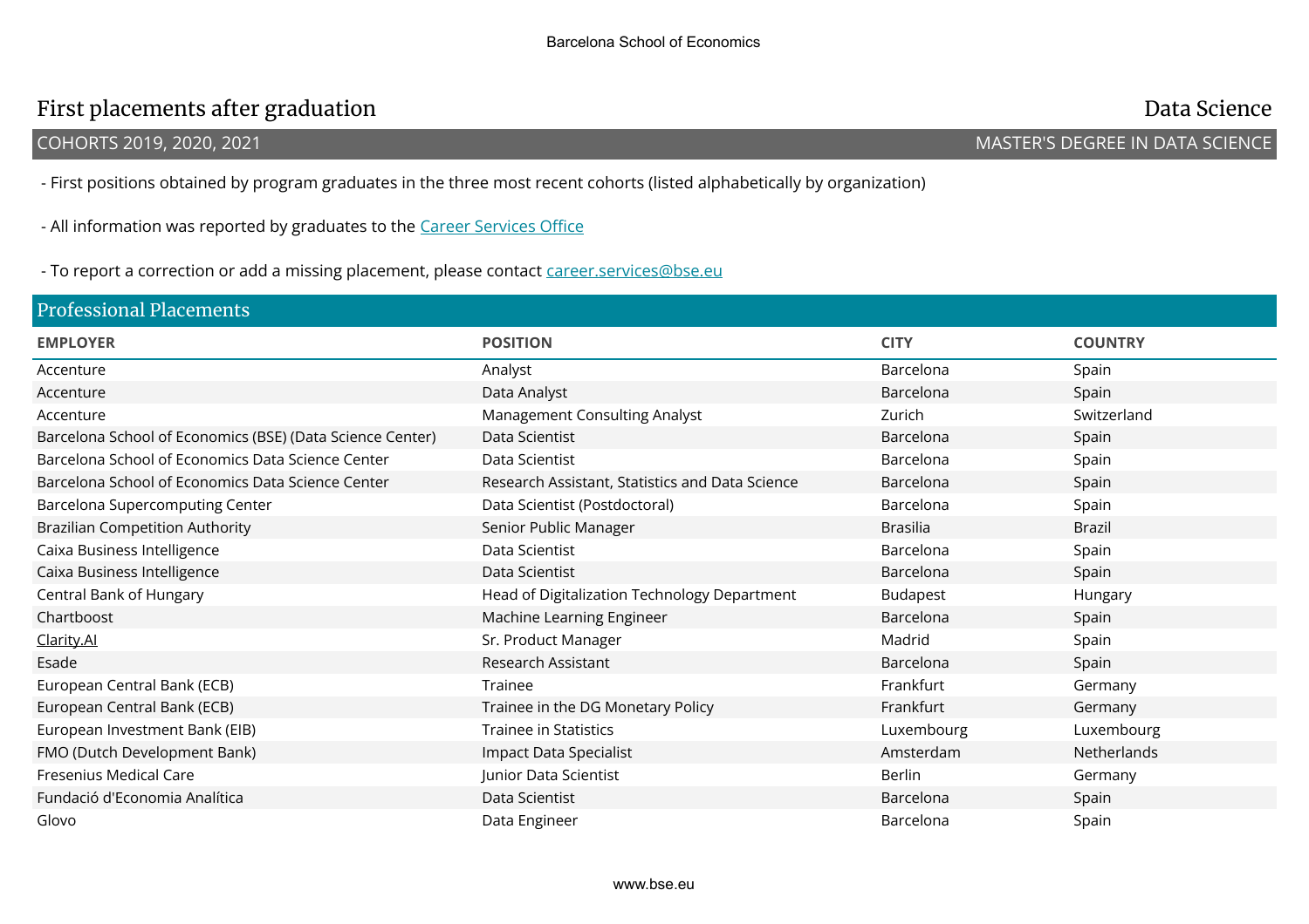# First placements after graduation

**Data Science**

COHORTS 2019, 2020, 2021 — MASTER'S DEGREE IN DATA SCIENCE

- First positions obtained by program graduates in the three most recent cohorts (listed alphabetically by organization)

- All information was reported by graduates to the Career Services Office

- To report a correction or add a missing placement, please contact career.services@bse.eu

## Professional Placements

| EMPLOYER | POSITION | CITY | COUNTRY |
|---|---|---|---|
| Accenture | Analyst | Barcelona | Spain |
| Accenture | Data Analyst | Barcelona | Spain |
| Accenture | Management Consulting Analyst | Zurich | Switzerland |
| Barcelona School of Economics (BSE) (Data Science Center) | Data Scientist | Barcelona | Spain |
| Barcelona School of Economics Data Science Center | Data Scientist | Barcelona | Spain |
| Barcelona School of Economics Data Science Center | Research Assistant, Statistics and Data Science | Barcelona | Spain |
| Barcelona Supercomputing Center | Data Scientist (Postdoctoral) | Barcelona | Spain |
| Brazilian Competition Authority | Senior Public Manager | Brasilia | Brazil |
| Caixa Business Intelligence | Data Scientist | Barcelona | Spain |
| Caixa Business Intelligence | Data Scientist | Barcelona | Spain |
| Central Bank of Hungary | Head of Digitalization Technology Department | Budapest | Hungary |
| Chartboost | Machine Learning Engineer | Barcelona | Spain |
| Clarity.AI | Sr. Product Manager | Madrid | Spain |
| Esade | Research Assistant | Barcelona | Spain |
| European Central Bank (ECB) | Trainee | Frankfurt | Germany |
| European Central Bank (ECB) | Trainee in the DG Monetary Policy | Frankfurt | Germany |
| European Investment Bank (EIB) | Trainee in Statistics | Luxembourg | Luxembourg |
| FMO (Dutch Development Bank) | Impact Data Specialist | Amsterdam | Netherlands |
| Fresenius Medical Care | Junior Data Scientist | Berlin | Germany |
| Fundació d'Economia Analítica | Data Scientist | Barcelona | Spain |
| Glovo | Data Engineer | Barcelona | Spain |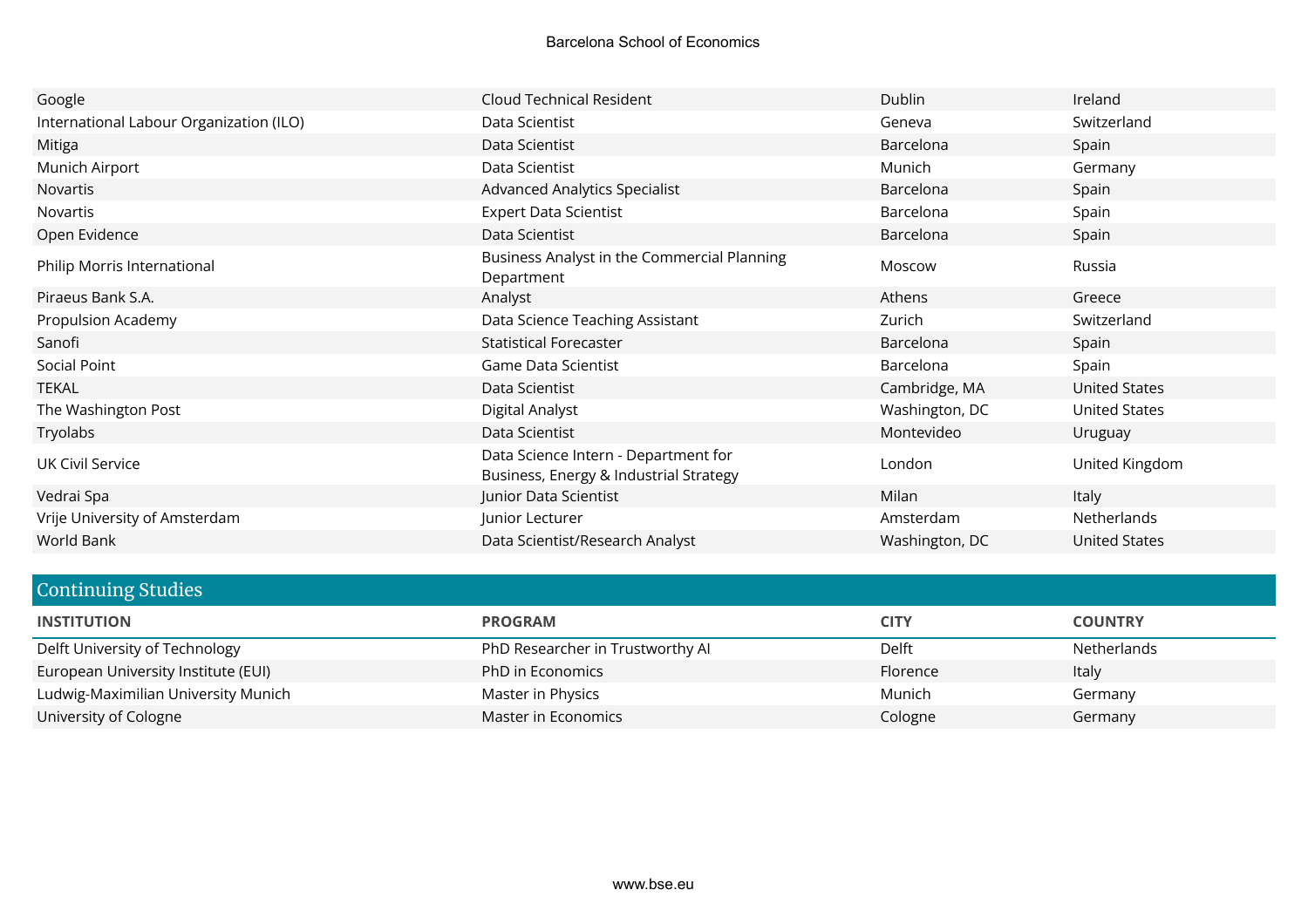| | | | |
|---|---|---|---|
| Google | Cloud Technical Resident | Dublin | Ireland |
| International Labour Organization (ILO) | Data Scientist | Geneva | Switzerland |
| Mitiga | Data Scientist | Barcelona | Spain |
| Munich Airport | Data Scientist | Munich | Germany |
| Novartis | Advanced Analytics Specialist | Barcelona | Spain |
| Novartis | Expert Data Scientist | Barcelona | Spain |
| Open Evidence | Data Scientist | Barcelona | Spain |
| Philip Morris International | Business Analyst in the Commercial Planning Department | Moscow | Russia |
| Piraeus Bank S.A. | Analyst | Athens | Greece |
| Propulsion Academy | Data Science Teaching Assistant | Zurich | Switzerland |
| Sanofi | Statistical Forecaster | Barcelona | Spain |
| Social Point | Game Data Scientist | Barcelona | Spain |
| TEKAL | Data Scientist | Cambridge, MA | United States |
| The Washington Post | Digital Analyst | Washington, DC | United States |
| Tryolabs | Data Scientist | Montevideo | Uruguay |
| UK Civil Service | Data Science Intern - Department for Business, Energy & Industrial Strategy | London | United Kingdom |
| Vedrai Spa | Junior Data Scientist | Milan | Italy |
| Vrije University of Amsterdam | Junior Lecturer | Amsterdam | Netherlands |
| World Bank | Data Scientist/Research Analyst | Washington, DC | United States |

## Continuing Studies

| INSTITUTION | PROGRAM | CITY | COUNTRY |
|---|---|---|---|
| Delft University of Technology | PhD Researcher in Trustworthy AI | Delft | Netherlands |
| European University Institute (EUI) | PhD in Economics | Florence | Italy |
| Ludwig-Maximilian University Munich | Master in Physics | Munich | Germany |
| University of Cologne | Master in Economics | Cologne | Germany |